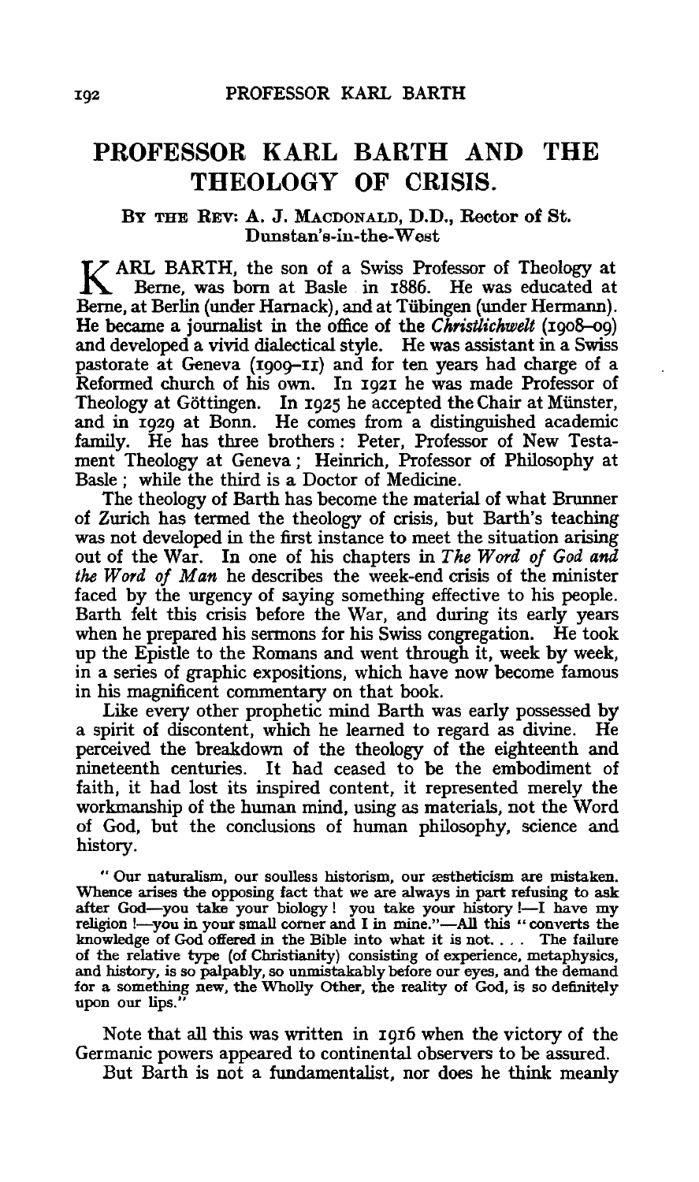# PROFESSOR KARL BARTH AND THE THEOLOGY OF CRISIS.

BY THE REV. A. J. MACDONALD, D.D., Rector of St. Dunstan's-in-the-West

KARL BARTH, the son of a Swiss Professor of Theology at Berne, was born at Basle in 1886. He was educated at Berne, at Berlin (under Harnack), and at Tübingen (under Hermann). He became a journalist in the office of the *Christlichwelt* (1908–09) and developed a vivid dialectical style. He was assistant in a Swiss pastorate at Geneva (1909–11) and for ten years had charge of a Reformed church of his own. In 1921 he was made Professor of Theology at Göttingen. In 1925 he accepted the Chair at Münster, and in 1929 at Bonn. He comes from a distinguished academic family. He has three brothers: Peter, Professor of New Testament Theology at Geneva; Heinrich, Professor of Philosophy at Basle; while the third is a Doctor of Medicine.

The theology of Barth has become the material of what Brunner of Zurich has termed the theology of crisis, but Barth's teaching was not developed in the first instance to meet the situation arising out of the War. In one of his chapters in *The Word of God and the Word of Man* he describes the week-end crisis of the minister faced by the urgency of saying something effective to his people. Barth felt this crisis before the War, and during its early years when he prepared his sermons for his Swiss congregation. He took up the Epistle to the Romans and went through it, week by week, in a series of graphic expositions, which have now become famous in his magnificent commentary on that book.

Like every other prophetic mind Barth was early possessed by a spirit of discontent, which he learned to regard as divine. He perceived the breakdown of the theology of the eighteenth and nineteenth centuries. It had ceased to be the embodiment of faith, it had lost its inspired content, it represented merely the workmanship of the human mind, using as materials, not the Word of God, but the conclusions of human philosophy, science and history.

> "Our naturalism, our soulless historism, our æstheticism are mistaken. Whence arises the opposing fact that we are always in part refusing to ask after God—you take your biology! you take your history!—I have my religion!—you in your small corner and I in mine."—All this "converts the knowledge of God offered in the Bible into what it is not. . . . The failure of the relative type (of Christianity) consisting of experience, metaphysics, and history, is so palpably, so unmistakably before our eyes, and the demand for a something new, the Wholly Other, the reality of God, is so definitely upon our lips."

Note that all this was written in 1916 when the victory of the Germanic powers appeared to continental observers to be assured.

But Barth is not a fundamentalist, nor does he think meanly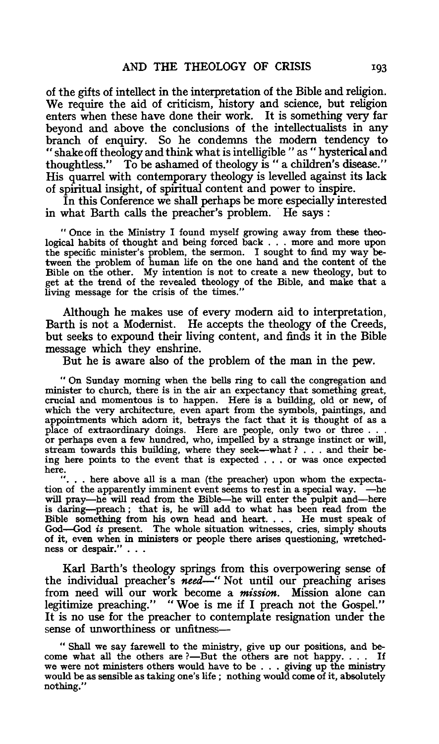of the gifts of intellect in the interpretation of the Bible and religion. We require the aid of criticism, history and science, but religion enters when these have done their work. It is something very far beyond and above the conclusions of the intellectualists in any branch of enquiry. So he condemns the modern tendency to "shake off theology and think what is intelligible" as "hysterical and thoughtless." To be ashamed of theology is "a children's disease." His quarrel with contemporary theology is levelled against its lack of spiritual insight, of spiritual content and power to inspire.

In this Conference we shall perhaps be more especially interested in what Barth calls the preacher's problem. He says:

> "Once in the Ministry I found myself growing away from these theological habits of thought and being forced back . . . more and more upon the specific minister's problem, the sermon. I sought to find my way between the problem of human life on the one hand and the content of the Bible on the other. My intention is not to create a new theology, but to get at the trend of the revealed theology of the Bible, and make that a living message for the crisis of the times."

Although he makes use of every modern aid to interpretation, Barth is not a Modernist. He accepts the theology of the Creeds, but seeks to expound their living content, and finds it in the Bible message which they enshrine.

But he is aware also of the problem of the man in the pew.

> "On Sunday morning when the bells ring to call the congregation and minister to church, there is in the air an expectancy that something great, crucial and momentous is to happen. Here is a building, old or new, of which the very architecture, even apart from the symbols, paintings, and appointments which adorn it, betrays the fact that it is thought of as a place of extraordinary doings. Here are people, only two or three . . . or perhaps even a few hundred, who, impelled by a strange instinct or will, stream towards this building, where they seek—what? . . . and their being here points to the event that is expected . . . or was once expected here.
>
> ". . . here above all is a man (the preacher) upon whom the expectation of the apparently imminent event seems to rest in a special way. —he will pray—he will read from the Bible—he will enter the pulpit and—here is daring—preach; that is, he will add to what has been read from the Bible something from his own head and heart. . . . He must speak of God—God *is* present. The whole situation witnesses, cries, simply shouts of it, even when in ministers or people there arises questioning, wretchedness or despair." . . .

Karl Barth's theology springs from this overpowering sense of the individual preacher's *need*—"Not until our preaching arises from need will our work become a *mission*. Mission alone can legitimize preaching." "Woe is me if I preach not the Gospel." It is no use for the preacher to contemplate resignation under the sense of unworthiness or unfitness—

> "Shall we say farewell to the ministry, give up our positions, and become what all the others are?—But the others are not happy. . . . If we were not ministers others would have to be . . . giving up the ministry would be as sensible as taking one's life; nothing would come of it, absolutely nothing."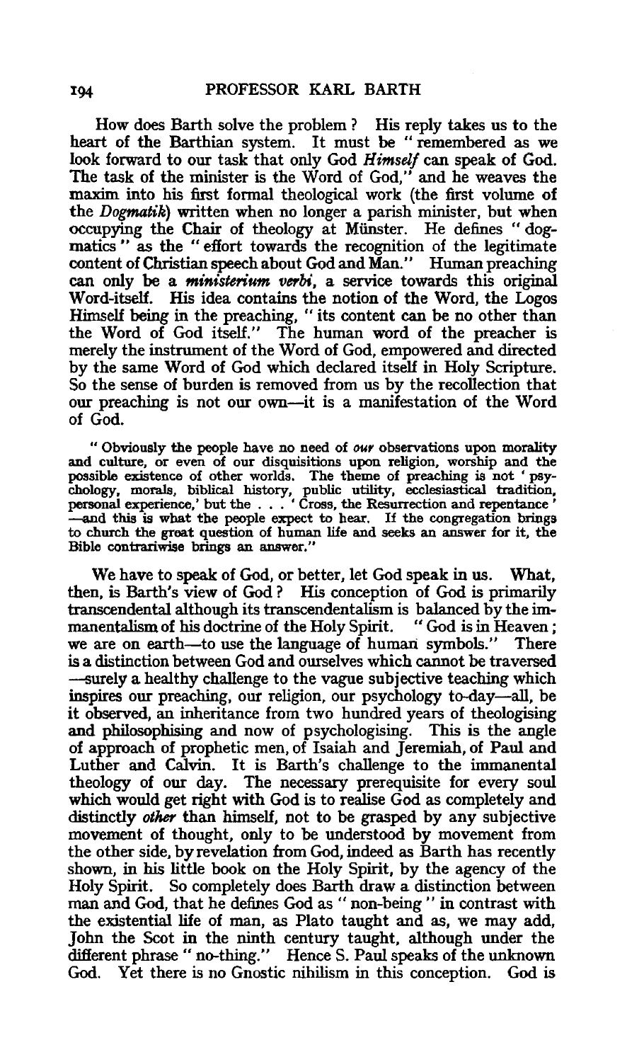How does Barth solve the problem? His reply takes us to the heart of the Barthian system. It must be "remembered as we look forward to our task that only God *Himself* can speak of God. The task of the minister is the Word of God," and he weaves the maxim into his first formal theological work (the first volume of the *Dogmatik*) written when no longer a parish minister, but when occupying the Chair of theology at Münster. He defines "dogmatics" as the "effort towards the recognition of the legitimate content of Christian speech about God and Man." Human preaching can only be a ***ministerium verbi***, a service towards this original Word-itself. His idea contains the notion of the Word, the Logos Himself being in the preaching, "its content can be no other than the Word of God itself." The human word of the preacher is merely the instrument of the Word of God, empowered and directed by the same Word of God which declared itself in Holy Scripture. So the sense of burden is removed from us by the recollection that our preaching is not our own—it is a manifestation of the Word of God.

> "Obviously the people have no need of *our* observations upon morality and culture, or even of our disquisitions upon religion, worship and the possible existence of other worlds. The theme of preaching is not 'psychology, morals, biblical history, public utility, ecclesiastical tradition, personal experience,' but the . . . 'Cross, the Resurrection and repentance'—and this is what the people expect to hear. If the congregation brings to church the great question of human life and seeks an answer for it, the Bible contrariwise brings an answer."

We have to speak of God, or better, let God speak in us. What, then, is Barth's view of God? His conception of God is primarily transcendental although its transcendentalism is balanced by the immanentalism of his doctrine of the Holy Spirit. "God is in Heaven; we are on earth—to use the language of human symbols." There is a distinction between God and ourselves which cannot be traversed—surely a healthy challenge to the vague subjective teaching which inspires our preaching, our religion, our psychology to-day—all, be it observed, an inheritance from two hundred years of theologising and philosophising and now of psychologising. This is the angle of approach of prophetic men, of Isaiah and Jeremiah, of Paul and Luther and Calvin. It is Barth's challenge to the immanental theology of our day. The necessary prerequisite for every soul which would get right with God is to realise God as completely and distinctly *other* than himself, not to be grasped by any subjective movement of thought, only to be understood by movement from the other side, by revelation from God, indeed as Barth has recently shown, in his little book on the Holy Spirit, by the agency of the Holy Spirit. So completely does Barth draw a distinction between man and God, that he defines God as "non-being" in contrast with the existential life of man, as Plato taught and as, we may add, John the Scot in the ninth century taught, although under the different phrase "no-thing." Hence S. Paul speaks of the unknown God. Yet there is no Gnostic nihilism in this conception. God is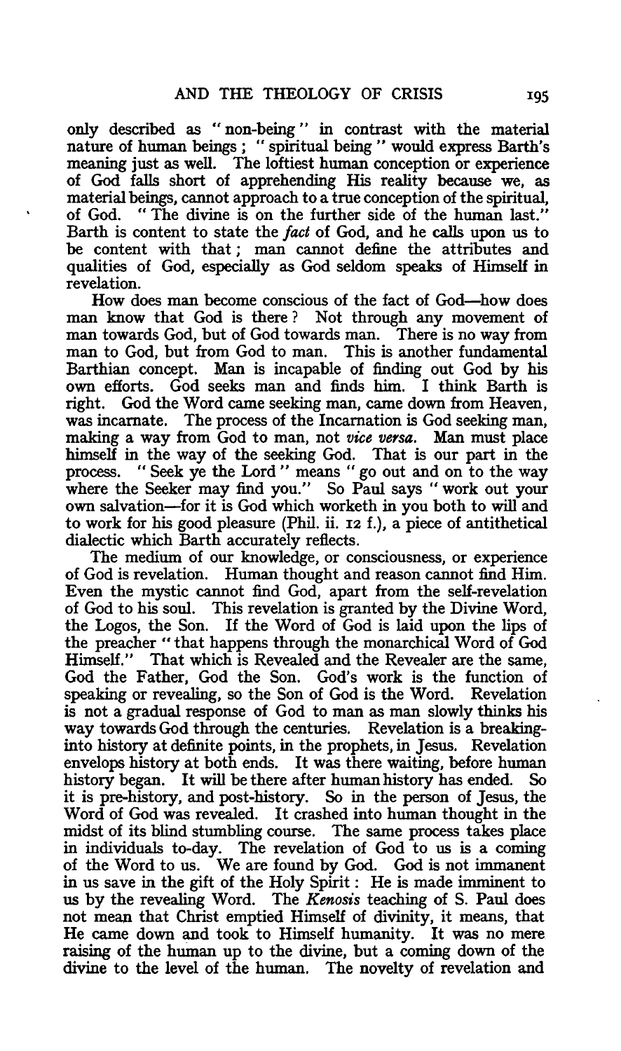only described as "non-being" in contrast with the material nature of human beings; "spiritual being" would express Barth's meaning just as well. The loftiest human conception or experience of God falls short of apprehending His reality because we, as material beings, cannot approach to a true conception of the spiritual, of God. "The divine is on the further side of the human last." Barth is content to state the *fact* of God, and he calls upon us to be content with that; man cannot define the attributes and qualities of God, especially as God seldom speaks of Himself in revelation.

How does man become conscious of the fact of God—how does man know that God is there? Not through any movement of man towards God, but of God towards man. There is no way from man to God, but from God to man. This is another fundamental Barthian concept. Man is incapable of finding out God by his own efforts. God seeks man and finds him. I think Barth is right. God the Word came seeking man, came down from Heaven, was incarnate. The process of the Incarnation is God seeking man, making a way from God to man, not *vice versa*. Man must place himself in the way of the seeking God. That is our part in the process. "Seek ye the Lord" means "go out and on to the way where the Seeker may find you." So Paul says "work out your own salvation—for it is God which worketh in you both to will and to work for his good pleasure (Phil. ii. 12 f.), a piece of antithetical dialectic which Barth accurately reflects.

The medium of our knowledge, or consciousness, or experience of God is revelation. Human thought and reason cannot find Him. Even the mystic cannot find God, apart from the self-revelation of God to his soul. This revelation is granted by the Divine Word, the Logos, the Son. If the Word of God is laid upon the lips of the preacher "that happens through the monarchical Word of God Himself." That which is Revealed and the Revealer are the same, God the Father, God the Son. God's work is the function of speaking or revealing, so the Son of God is the Word. Revelation is not a gradual response of God to man as man slowly thinks his way towards God through the centuries. Revelation is a breaking-into history at definite points, in the prophets, in Jesus. Revelation envelops history at both ends. It was there waiting, before human history began. It will be there after human history has ended. So it is pre-history, and post-history. So in the person of Jesus, the Word of God was revealed. It crashed into human thought in the midst of its blind stumbling course. The same process takes place in individuals to-day. The revelation of God to us is a coming of the Word to us. We are found by God. God is not immanent in us save in the gift of the Holy Spirit: He is made imminent to us by the revealing Word. The *Kenosis* teaching of S. Paul does not mean that Christ emptied Himself of divinity, it means, that He came down and took to Himself humanity. It was no mere raising of the human up to the divine, but a coming down of the divine to the level of the human. The novelty of revelation and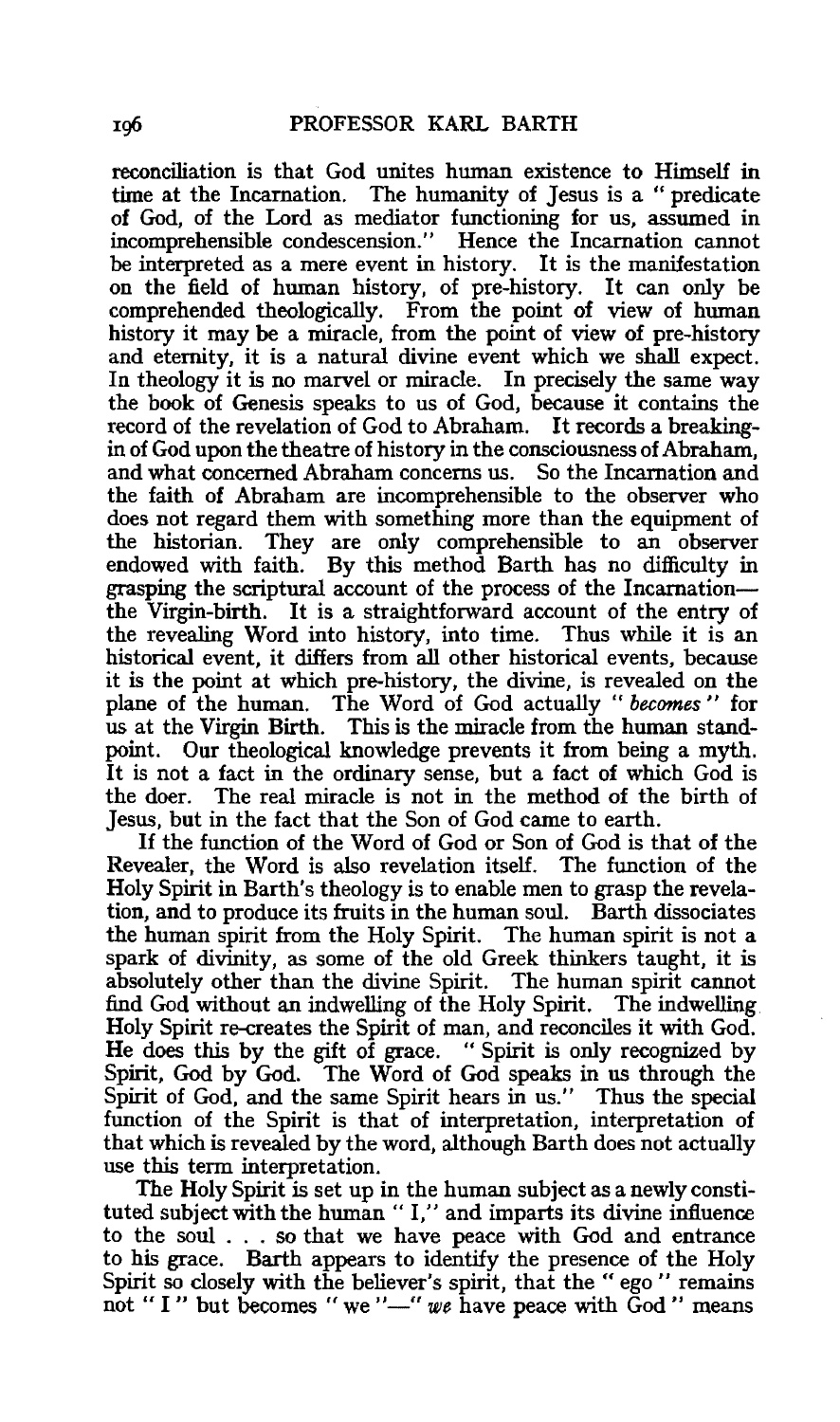reconciliation is that God unites human existence to Himself in time at the Incarnation. The humanity of Jesus is a "predicate of God, of the Lord as mediator functioning for us, assumed in incomprehensible condescension." Hence the Incarnation cannot be interpreted as a mere event in history. It is the manifestation on the field of human history, of pre-history. It can only be comprehended theologically. From the point of view of human history it may be a miracle, from the point of view of pre-history and eternity, it is a natural divine event which we shall expect. In theology it is no marvel or miracle. In precisely the same way the book of Genesis speaks to us of God, because it contains the record of the revelation of God to Abraham. It records a breaking-in of God upon the theatre of history in the consciousness of Abraham, and what concerned Abraham concerns us. So the Incarnation and the faith of Abraham are incomprehensible to the observer who does not regard them with something more than the equipment of the historian. They are only comprehensible to an observer endowed with faith. By this method Barth has no difficulty in grasping the scriptural account of the process of the Incarnation—the Virgin-birth. It is a straightforward account of the entry of the revealing Word into history, into time. Thus while it is an historical event, it differs from all other historical events, because it is the point at which pre-history, the divine, is revealed on the plane of the human. The Word of God actually "*becomes*" for us at the Virgin Birth. This is the miracle from the human standpoint. Our theological knowledge prevents it from being a myth. It is not a fact in the ordinary sense, but a fact of which God is the doer. The real miracle is not in the method of the birth of Jesus, but in the fact that the Son of God came to earth.

If the function of the Word of God or Son of God is that of the Revealer, the Word is also revelation itself. The function of the Holy Spirit in Barth's theology is to enable men to grasp the revelation, and to produce its fruits in the human soul. Barth dissociates the human spirit from the Holy Spirit. The human spirit is not a spark of divinity, as some of the old Greek thinkers taught, it is absolutely other than the divine Spirit. The human spirit cannot find God without an indwelling of the Holy Spirit. The indwelling Holy Spirit re-creates the Spirit of man, and reconciles it with God. He does this by the gift of grace. "Spirit is only recognized by Spirit, God by God. The Word of God speaks in us through the Spirit of God, and the same Spirit hears in us." Thus the special function of the Spirit is that of interpretation, interpretation of that which is revealed by the word, although Barth does not actually use this term interpretation.

The Holy Spirit is set up in the human subject as a newly constituted subject with the human "I," and imparts its divine influence to the soul . . . so that we have peace with God and entrance to his grace. Barth appears to identify the presence of the Holy Spirit so closely with the believer's spirit, that the "ego" remains not "I" but becomes "we"—"*we* have peace with God" means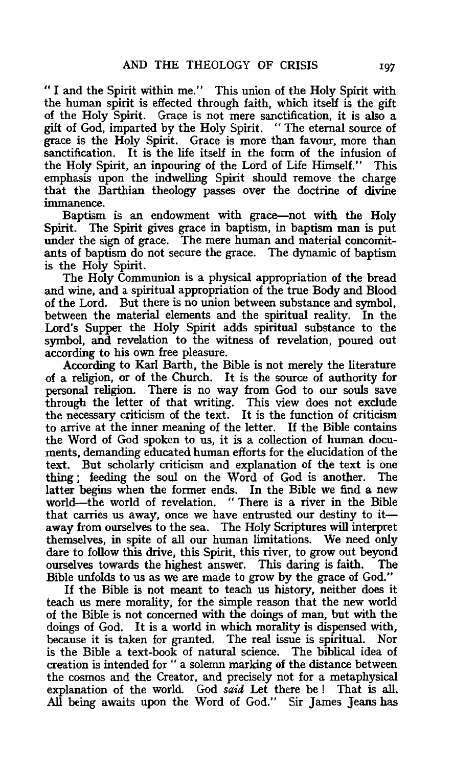"I and the Spirit within me." This union of the Holy Spirit with the human spirit is effected through faith, which itself is the gift of the Holy Spirit. Grace is not mere sanctification, it is also a gift of God, imparted by the Holy Spirit. "The eternal source of grace is the Holy Spirit. Grace is more than favour, more than sanctification. It is the life itself in the form of the infusion of the Holy Spirit, an inpouring of the Lord of Life Himself." This emphasis upon the indwelling Spirit should remove the charge that the Barthian theology passes over the doctrine of divine immanence.

Baptism is an endowment with grace—not with the Holy Spirit. The Spirit gives grace in baptism, in baptism man is put under the sign of grace. The mere human and material concomitants of baptism do not secure the grace. The dynamic of baptism is the Holy Spirit.

The Holy Communion is a physical appropriation of the bread and wine, and a spiritual appropriation of the true Body and Blood of the Lord. But there is no union between substance and symbol, between the material elements and the spiritual reality. In the Lord's Supper the Holy Spirit adds spiritual substance to the symbol, and revelation to the witness of revelation, poured out according to his own free pleasure.

According to Karl Barth, the Bible is not merely the literature of a religion, or of the Church. It is the source of authority for personal religion. There is no way from God to our souls save through the letter of that writing. This view does not exclude the necessary criticism of the text. It is the function of criticism to arrive at the inner meaning of the letter. If the Bible contains the Word of God spoken to us, it is a collection of human documents, demanding educated human efforts for the elucidation of the text. But scholarly criticism and explanation of the text is one thing; feeding the soul on the Word of God is another. The latter begins when the former ends. In the Bible we find a new world—the world of revelation. "There is a river in the Bible that carries us away, once we have entrusted our destiny to it—away from ourselves to the sea. The Holy Scriptures will interpret themselves, in spite of all our human limitations. We need only dare to follow this drive, this Spirit, this river, to grow out beyond ourselves towards the highest answer. This daring is faith. The Bible unfolds to us as we are made to grow by the grace of God."

If the Bible is not meant to teach us history, neither does it teach us mere morality, for the simple reason that the new world of the Bible is not concerned with the doings of man, but with the doings of God. It is a world in which morality is dispensed with, because it is taken for granted. The real issue is spiritual. Nor is the Bible a text-book of natural science. The biblical idea of creation is intended for "a solemn marking of the distance between the cosmos and the Creator, and precisely not for a metaphysical explanation of the world. God *said* Let there be! That is all. All being awaits upon the Word of God." Sir James Jeans has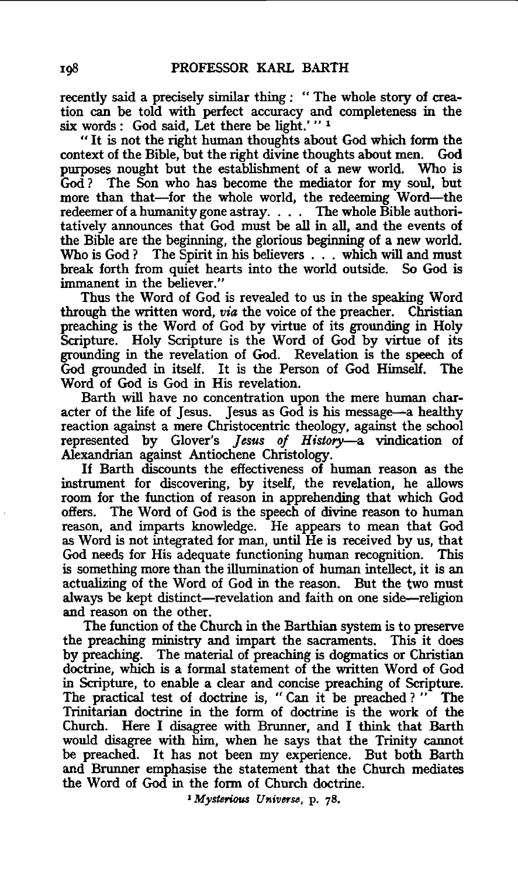recently said a precisely similar thing: "The whole story of creation can be told with perfect accuracy and completeness in the six words: God said, Let there be light.'"[1]

"It is not the right human thoughts about God which form the context of the Bible, but the right divine thoughts about men. God purposes nought but the establishment of a new world. Who is God? The Son who has become the mediator for my soul, but more than that—for the whole world, the redeeming Word—the redeemer of a humanity gone astray. . . . The whole Bible authoritatively announces that God must be all in all, and the events of the Bible are the beginning, the glorious beginning of a new world. Who is God? The Spirit in his believers . . . which will and must break forth from quiet hearts into the world outside. So God is immanent in the believer."

Thus the Word of God is revealed to us in the speaking Word through the written word, *via* the voice of the preacher. Christian preaching is the Word of God by virtue of its grounding in Holy Scripture. Holy Scripture is the Word of God by virtue of its grounding in the revelation of God. Revelation is the speech of God grounded in itself. It is the Person of God Himself. The Word of God is God in His revelation.

Barth will have no concentration upon the mere human character of the life of Jesus. Jesus as God is his message—a healthy reaction against a mere Christocentric theology, against the school represented by Glover's *Jesus of History*—a vindication of Alexandrian against Antiochene Christology.

If Barth discounts the effectiveness of human reason as the instrument for discovering, by itself, the revelation, he allows room for the function of reason in apprehending that which God offers. The Word of God is the speech of divine reason to human reason, and imparts knowledge. He appears to mean that God as Word is not integrated for man, until He is received by us, that God needs for His adequate functioning human recognition. This is something more than the illumination of human intellect, it is an actualizing of the Word of God in the reason. But the two must always be kept distinct—revelation and faith on one side—religion and reason on the other.

The function of the Church in the Barthian system is to preserve the preaching ministry and impart the sacraments. This it does by preaching. The material of preaching is dogmatics or Christian doctrine, which is a formal statement of the written Word of God in Scripture, to enable a clear and concise preaching of Scripture. The practical test of doctrine is, "Can it be preached?" The Trinitarian doctrine in the form of doctrine is the work of the Church. Here I disagree with Brunner, and I think that Barth would disagree with him, when he says that the Trinity cannot be preached. It has not been my experience. But both Barth and Brunner emphasise the statement that the Church mediates the Word of God in the form of Church doctrine.

[1] *Mysterious Universe*, p. 78.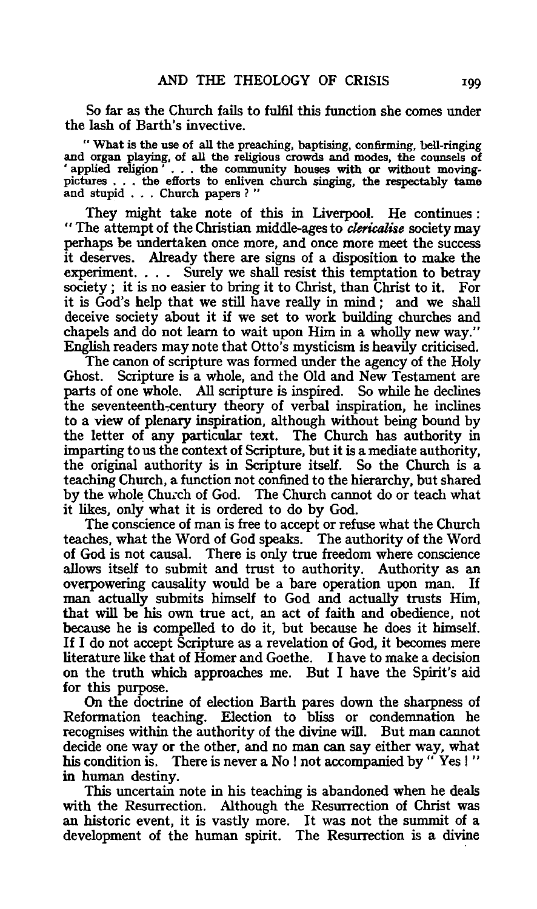So far as the Church fails to fulfil this function she comes under the lash of Barth's invective.

> "What is the use of all the preaching, baptising, confirming, bell-ringing and organ playing, of all the religious crowds and modes, the counsels of 'applied religion' . . . the community houses with or without moving-pictures . . . the efforts to enliven church singing, the respectably tame and stupid . . . Church papers ?"

They might take note of this in Liverpool. He continues : "The attempt of the Christian middle-ages to *clericalise* society may perhaps be undertaken once more, and once more meet the success it deserves. Already there are signs of a disposition to make the experiment. . . . Surely we shall resist this temptation to betray society ; it is no easier to bring it to Christ, than Christ to it. For it is God's help that we still have really in mind ; and we shall deceive society about it if we set to work building churches and chapels and do not learn to wait upon Him in a wholly new way." English readers may note that Otto's mysticism is heavily criticised.

The canon of scripture was formed under the agency of the Holy Ghost. Scripture is a whole, and the Old and New Testament are parts of one whole. All scripture is inspired. So while he declines the seventeenth-century theory of verbal inspiration, he inclines to a view of plenary inspiration, although without being bound by the letter of any particular text. The Church has authority in imparting to us the context of Scripture, but it is a mediate authority, the original authority is in Scripture itself. So the Church is a teaching Church, a function not confined to the hierarchy, but shared by the whole Church of God. The Church cannot do or teach what it likes, only what it is ordered to do by God.

The conscience of man is free to accept or refuse what the Church teaches, what the Word of God speaks. The authority of the Word of God is not causal. There is only true freedom where conscience allows itself to submit and trust to authority. Authority as an overpowering causality would be a bare operation upon man. If man actually submits himself to God and actually trusts Him, that will be his own true act, an act of faith and obedience, not because he is compelled to do it, but because he does it himself. If I do not accept Scripture as a revelation of God, it becomes mere literature like that of Homer and Goethe. I have to make a decision on the truth which approaches me. But I have the Spirit's aid for this purpose.

On the doctrine of election Barth pares down the sharpness of Reformation teaching. Election to bliss or condemnation he recognises within the authority of the divine will. But man cannot decide one way or the other, and no man can say either way, what his condition is. There is never a No ! not accompanied by "Yes !" in human destiny.

This uncertain note in his teaching is abandoned when he deals with the Resurrection. Although the Resurrection of Christ was an historic event, it is vastly more. It was not the summit of a development of the human spirit. The Resurrection is a divine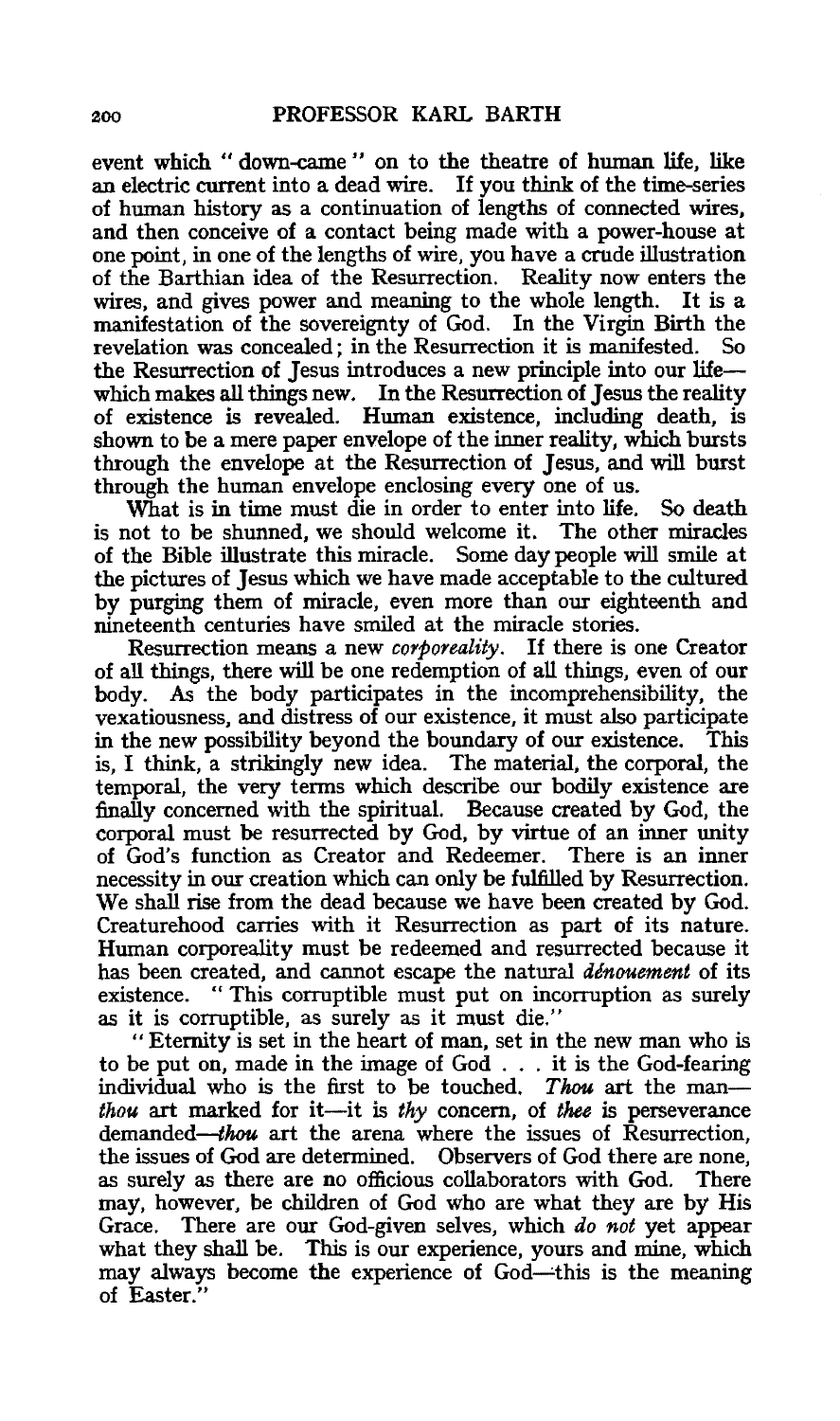event which "down-came" on to the theatre of human life, like an electric current into a dead wire. If you think of the time-series of human history as a continuation of lengths of connected wires, and then conceive of a contact being made with a power-house at one point, in one of the lengths of wire, you have a crude illustration of the Barthian idea of the Resurrection. Reality now enters the wires, and gives power and meaning to the whole length. It is a manifestation of the sovereignty of God. In the Virgin Birth the revelation was concealed; in the Resurrection it is manifested. So the Resurrection of Jesus introduces a new principle into our life—which makes all things new. In the Resurrection of Jesus the reality of existence is revealed. Human existence, including death, is shown to be a mere paper envelope of the inner reality, which bursts through the envelope at the Resurrection of Jesus, and will burst through the human envelope enclosing every one of us.

What is in time must die in order to enter into life. So death is not to be shunned, we should welcome it. The other miracles of the Bible illustrate this miracle. Some day people will smile at the pictures of Jesus which we have made acceptable to the cultured by purging them of miracle, even more than our eighteenth and nineteenth centuries have smiled at the miracle stories.

Resurrection means a new *corporeality*. If there is one Creator of all things, there will be one redemption of all things, even of our body. As the body participates in the incomprehensibility, the vexatiousness, and distress of our existence, it must also participate in the new possibility beyond the boundary of our existence. This is, I think, a strikingly new idea. The material, the corporal, the temporal, the very terms which describe our bodily existence are finally concerned with the spiritual. Because created by God, the corporal must be resurrected by God, by virtue of an inner unity of God's function as Creator and Redeemer. There is an inner necessity in our creation which can only be fulfilled by Resurrection. We shall rise from the dead because we have been created by God. Creaturehood carries with it Resurrection as part of its nature. Human corporeality must be redeemed and resurrected because it has been created, and cannot escape the natural *dénouement* of its existence. "This corruptible must put on incorruption as surely as it is corruptible, as surely as it must die."

"Eternity is set in the heart of man, set in the new man who is to be put on, made in the image of God . . . it is the God-fearing individual who is the first to be touched. *Thou* art the man—*thou* art marked for it—it is *thy* concern, of *thee* is perseverance demanded—*thou* art the arena where the issues of Resurrection, the issues of God are determined. Observers of God there are none, as surely as there are no officious collaborators with God. There may, however, be children of God who are what they are by His Grace. There are our God-given selves, which *do not* yet appear what they shall be. This is our experience, yours and mine, which may always become the experience of God—this is the meaning of Easter."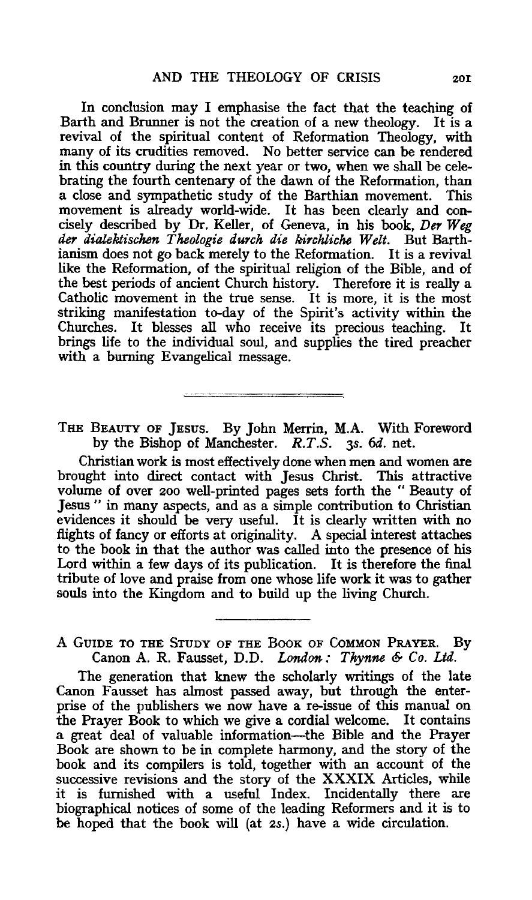In conclusion may I emphasise the fact that the teaching of Barth and Brunner is not the creation of a new theology. It is a revival of the spiritual content of Reformation Theology, with many of its crudities removed. No better service can be rendered in this country during the next year or two, when we shall be celebrating the fourth centenary of the dawn of the Reformation, than a close and sympathetic study of the Barthian movement. This movement is already world-wide. It has been clearly and concisely described by Dr. Keller, of Geneva, in his book, *Der Weg der dialektischen Theologie durch die kirchliche Welt.* But Barthianism does not go back merely to the Reformation. It is a revival like the Reformation, of the spiritual religion of the Bible, and of the best periods of ancient Church history. Therefore it is really a Catholic movement in the true sense. It is more, it is the most striking manifestation to-day of the Spirit's activity within the Churches. It blesses all who receive its precious teaching. It brings life to the individual soul, and supplies the tired preacher with a burning Evangelical message.

---

THE BEAUTY OF JESUS. By John Merrin, M.A. With Foreword by the Bishop of Manchester. *R.T.S.* 3*s.* 6*d.* net.

Christian work is most effectively done when men and women are brought into direct contact with Jesus Christ. This attractive volume of over 200 well-printed pages sets forth the "Beauty of Jesus" in many aspects, and as a simple contribution to Christian evidences it should be very useful. It is clearly written with no flights of fancy or efforts at originality. A special interest attaches to the book in that the author was called into the presence of his Lord within a few days of its publication. It is therefore the final tribute of love and praise from one whose life work it was to gather souls into the Kingdom and to build up the living Church.

---

A GUIDE TO THE STUDY OF THE BOOK OF COMMON PRAYER. By Canon A. R. Fausset, D.D. *London: Thynne & Co. Ltd.*

The generation that knew the scholarly writings of the late Canon Fausset has almost passed away, but through the enterprise of the publishers we now have a re-issue of this manual on the Prayer Book to which we give a cordial welcome. It contains a great deal of valuable information—the Bible and the Prayer Book are shown to be in complete harmony, and the story of the book and its compilers is told, together with an account of the successive revisions and the story of the XXXIX Articles, while it is furnished with a useful Index. Incidentally there are biographical notices of some of the leading Reformers and it is to be hoped that the book will (at 2*s.*) have a wide circulation.